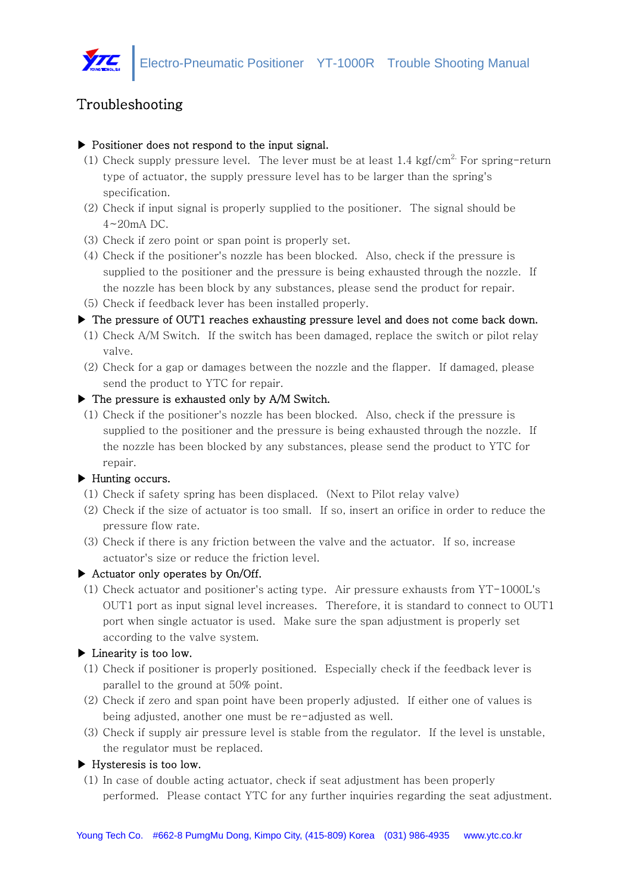# Troubleshooting

▶ Positioner does not respond to the input signal.

(1) Check supply pressure level. The lever must be at least 1.4 $kgf/cm^2$. For spring-return type of actuator, the supply pressure level has to be larger than the spring's specification.

(2) Check if input signal is properly supplied to the positioner. The signal should be 4~20mA DC.

(3) Check if zero point or span point is properly set.

(4) Check if the positioner's nozzle has been blocked. Also, check if the pressure is supplied to the positioner and the pressure is being exhausted through the nozzle. If the nozzle has been block by any substances, please send the product for repair.

(5) Check if feedback lever has been installed properly.

▶ The pressure of OUT1 reaches exhausting pressure level and does not come back down.

(1) Check A/M Switch. If the switch has been damaged, replace the switch or pilot relay valve.

(2) Check for a gap or damages between the nozzle and the flapper. If damaged, please send the product to YTC for repair.

▶ The pressure is exhausted only by A/M Switch.

(1) Check if the positioner's nozzle has been blocked. Also, check if the pressure is supplied to the positioner and the pressure is being exhausted through the nozzle. If the nozzle has been blocked by any substances, please send the product to YTC for repair.

▶ Hunting occurs.

(1) Check if safety spring has been displaced. (Next to Pilot relay valve)

(2) Check if the size of actuator is too small. If so, insert an orifice in order to reduce the pressure flow rate.

(3) Check if there is any friction between the valve and the actuator. If so, increase actuator's size or reduce the friction level.

▶ Actuator only operates by On/Off.

(1) Check actuator and positioner's acting type. Air pressure exhausts from YT-1000L's OUT1 port as input signal level increases. Therefore, it is standard to connect to OUT1 port when single actuator is used. Make sure the span adjustment is properly set according to the valve system.

▶ Linearity is too low.

(1) Check if positioner is properly positioned. Especially check if the feedback lever is parallel to the ground at 50% point.

(2) Check if zero and span point have been properly adjusted. If either one of values is being adjusted, another one must be re-adjusted as well.

(3) Check if supply air pressure level is stable from the regulator. If the level is unstable, the regulator must be replaced.

▶ Hysteresis is too low.

(1) In case of double acting actuator, check if seat adjustment has been properly performed. Please contact YTC for any further inquiries regarding the seat adjustment.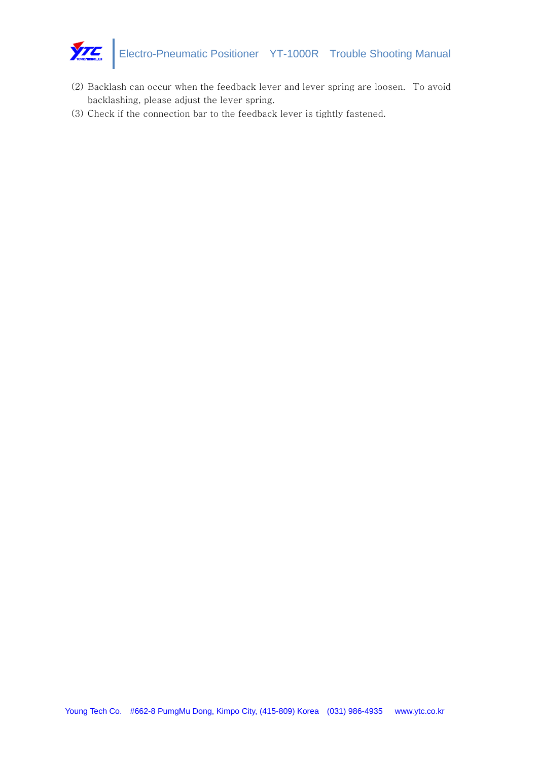(2) Backlash can occur when the feedback lever and lever spring are loosen. To avoid backlashing, please adjust the lever spring.

(3) Check if the connection bar to the feedback lever is tightly fastened.